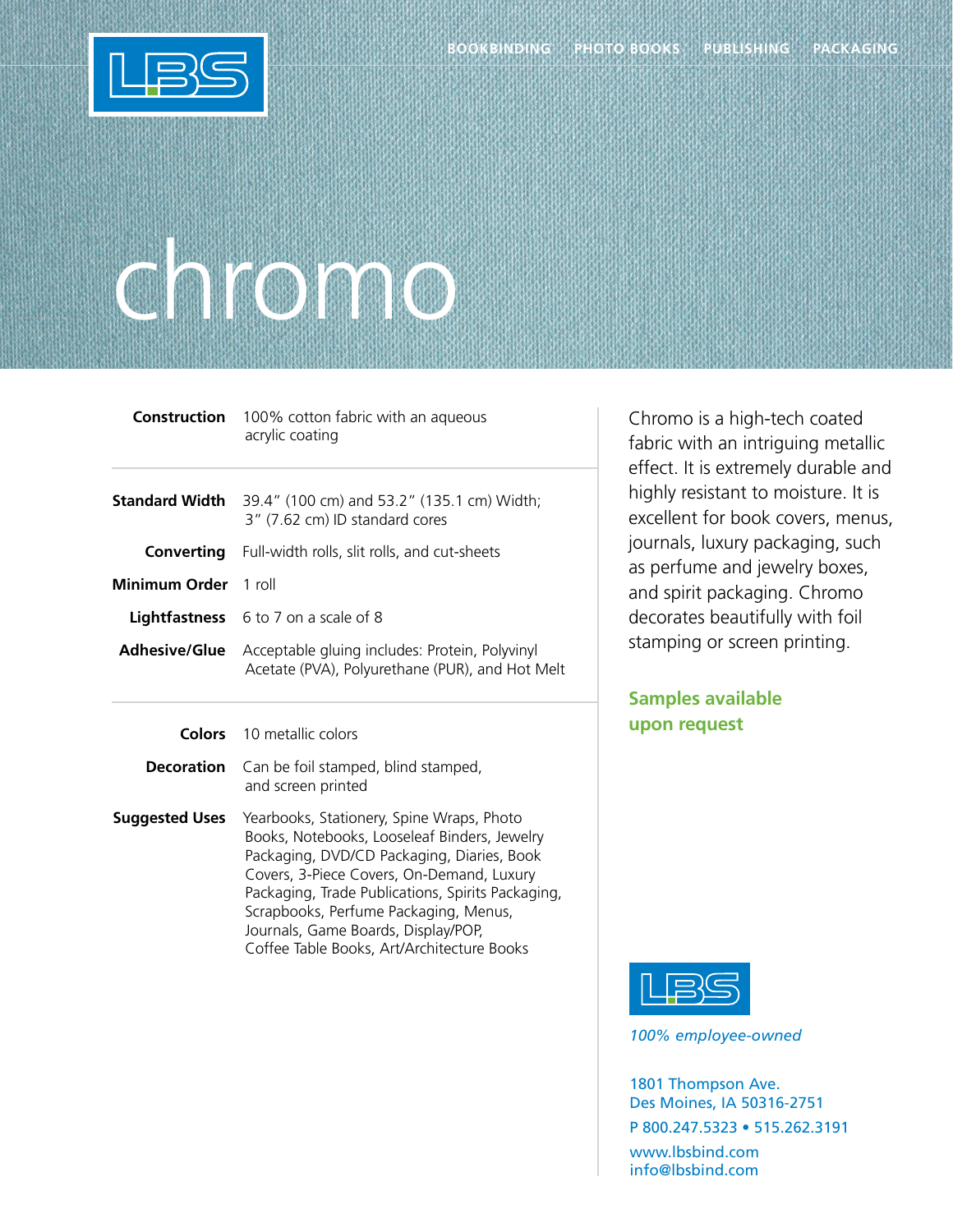BOOKBINDING   PHOTO BOOKS   PUBLISHING   PACKAGING

# chromo

| | |
|---|---|
| **Construction** | 100% cotton fabric with an aqueous acrylic coating |
| **Standard Width** | 39.4″ (100 cm) and 53.2″ (135.1 cm) Width; 3″ (7.62 cm) ID standard cores |
| **Converting** | Full-width rolls, slit rolls, and cut-sheets |
| **Minimum Order** | 1 roll |
| **Lightfastness** | 6 to 7 on a scale of 8 |
| **Adhesive/Glue** | Acceptable gluing includes: Protein, Polyvinyl Acetate (PVA), Polyurethane (PUR), and Hot Melt |
| **Colors** | 10 metallic colors |
| **Decoration** | Can be foil stamped, blind stamped, and screen printed |
| **Suggested Uses** | Yearbooks, Stationery, Spine Wraps, Photo Books, Notebooks, Looseleaf Binders, Jewelry Packaging, DVD/CD Packaging, Diaries, Book Covers, 3-Piece Covers, On-Demand, Luxury Packaging, Trade Publications, Spirits Packaging, Scrapbooks, Perfume Packaging, Menus, Journals, Game Boards, Display/POP, Coffee Table Books, Art/Architecture Books |

Chromo is a high-tech coated fabric with an intriguing metallic effect. It is extremely durable and highly resistant to moisture. It is excellent for book covers, menus, journals, luxury packaging, such as perfume and jewelry boxes, and spirit packaging. Chromo decorates beautifully with foil stamping or screen printing.

**Samples available upon request**

LBS

*100% employee-owned*

1801 Thompson Ave.
Des Moines, IA 50316-2751
P 800.247.5323 • 515.262.3191
www.lbsbind.com
info@lbsbind.com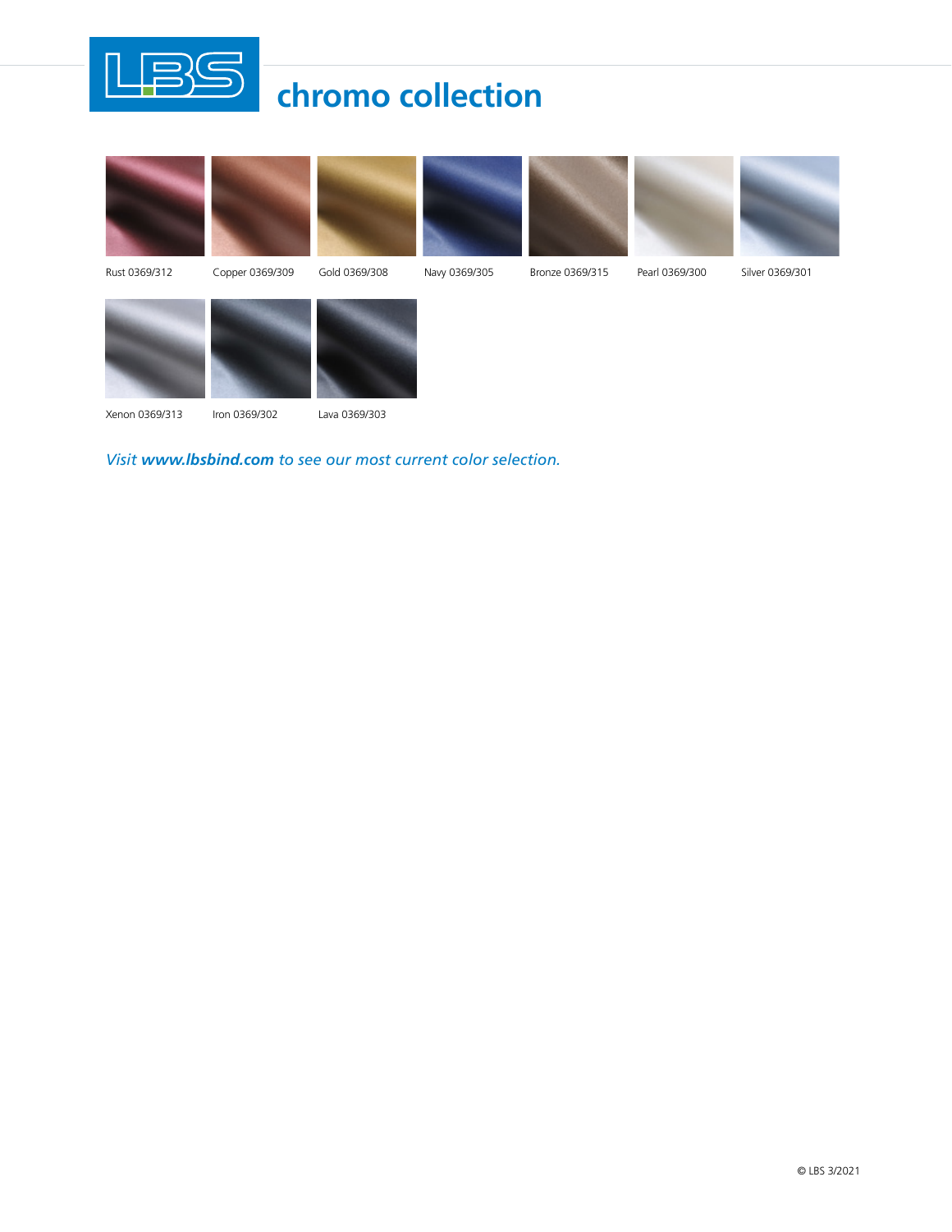# chromo collection

Rust 0369/312

Copper 0369/309

Gold 0369/308

Navy 0369/305

Bronze 0369/315

Pearl 0369/300

Silver 0369/301

Xenon 0369/313

Iron 0369/302

Lava 0369/303

*Visit **www.lbsbind.com** to see our most current color selection.*

© LBS 3/2021